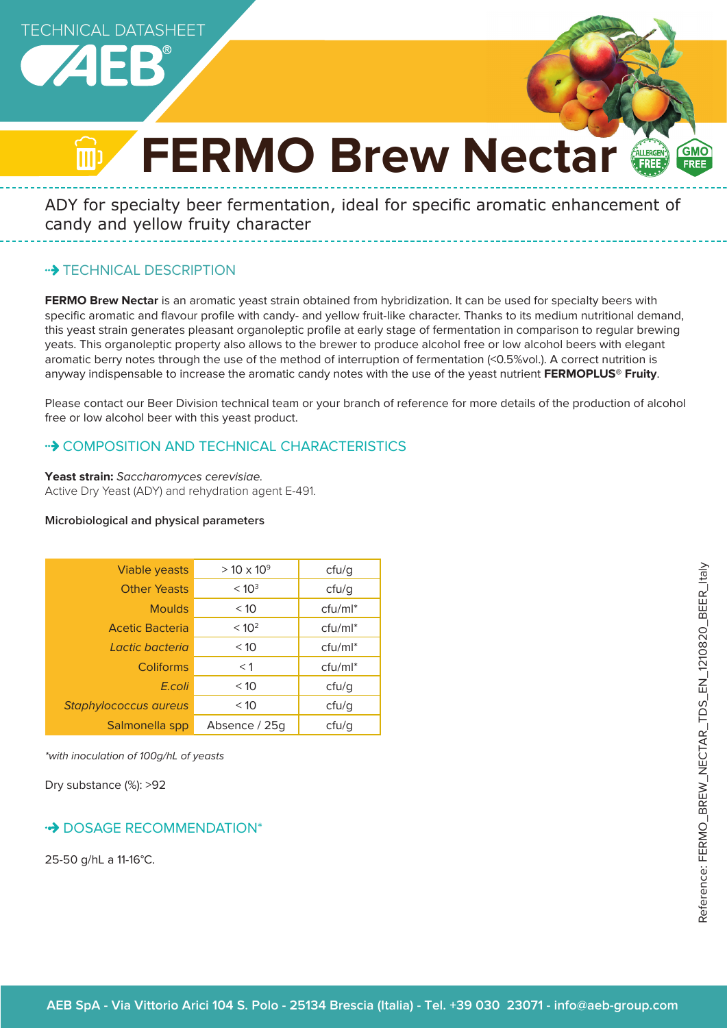TECHNICAL DATASHEET

# FERMO Brew Nectar

ADY for specialty beer fermentation, ideal for specific aromatic enhancement of candy and yellow fruity character

## TECHNICAL DESCRIPTION

**FERMO Brew Nectar** is an aromatic yeast strain obtained from hybridization. It can be used for specialty beers with specific aromatic and flavour profile with candy- and yellow fruit-like character. Thanks to its medium nutritional demand, this yeast strain generates pleasant organoleptic profile at early stage of fermentation in comparison to regular brewing yeats. This organoleptic property also allows to the brewer to produce alcohol free or low alcohol beers with elegant aromatic berry notes through the use of the method of interruption of fermentation (<0.5%vol.). A correct nutrition is anyway indispensable to increase the aromatic candy notes with the use of the yeast nutrient **FERMOPLUS® Fruity**.

Please contact our Beer Division technical team or your branch of reference for more details of the production of alcohol free or low alcohol beer with this yeast product.

## COMPOSITION AND TECHNICAL CHARACTERISTICS

**Yeast strain:** *Saccharomyces cerevisiae.*
Active Dry Yeast (ADY) and rehydration agent E-491.

**Microbiological and physical parameters**

| | | |
|---|---|---|
| Viable yeasts | > 10 x $10^9$ | cfu/g |
| Other Yeasts | < $10^3$ | cfu/g |
| Moulds | < 10 | cfu/ml* |
| Acetic Bacteria | < $10^2$ | cfu/ml* |
| *Lactic bacteria* | < 10 | cfu/ml* |
| Coliforms | < 1 | cfu/ml* |
| *E.coli* | < 10 | cfu/g |
| *Staphylococcus aureus* | < 10 | cfu/g |
| Salmonella spp | Absence / 25g | cfu/g |

*with inoculation of 100g/hL of yeasts*

Dry substance (%): >92

## DOSAGE RECOMMENDATION*

25-50 g/hL a 11-16°C.

Reference: FERMO_BREW_NECTAR_TDS_EN_1210820_BEER_Italy

AEB SpA - Via Vittorio Arici 104 S. Polo - 25134 Brescia (Italia) - Tel. +39 030 23071 - info@aeb-group.com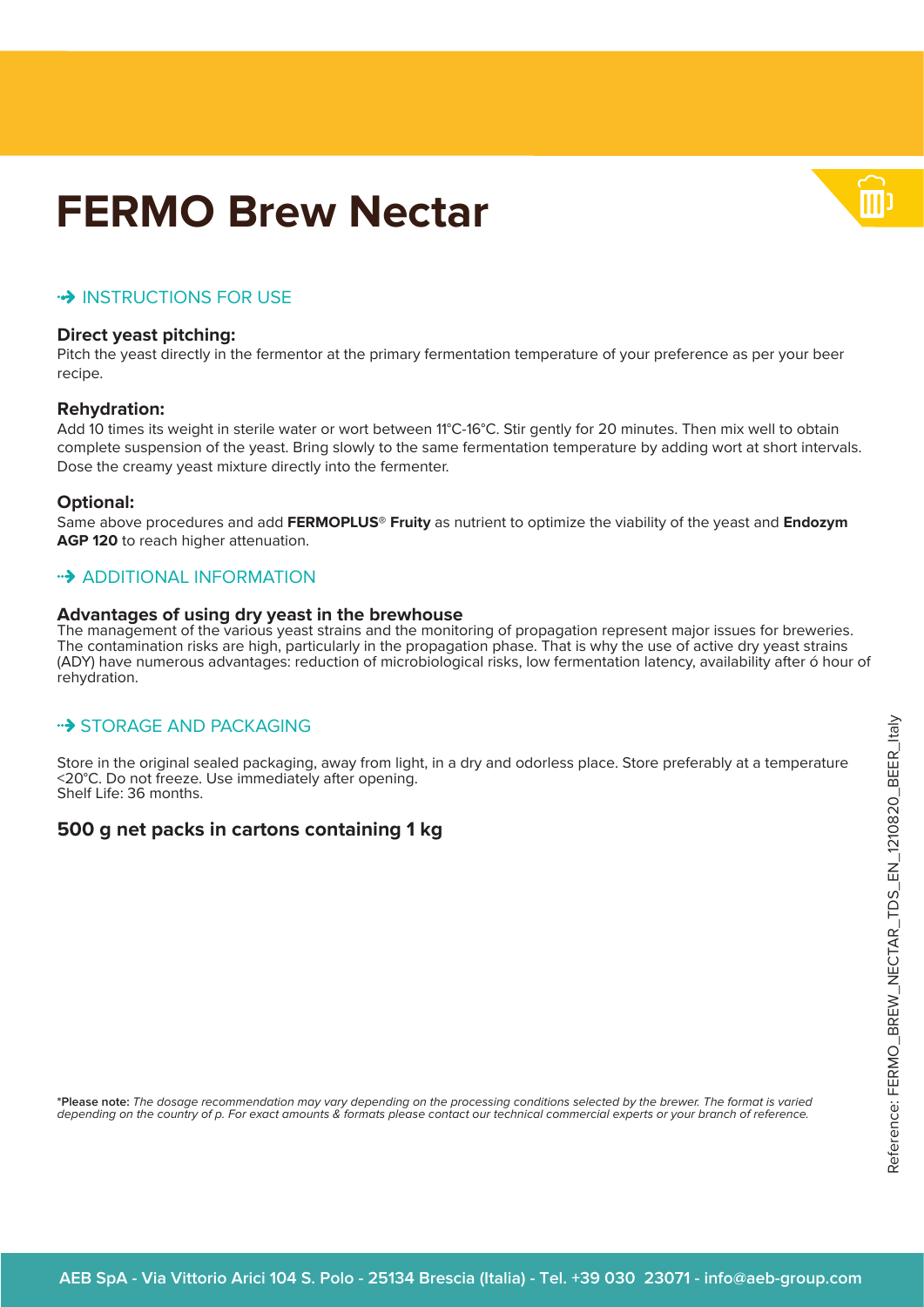# FERMO Brew Nectar

## INSTRUCTIONS FOR USE

### Direct yeast pitching:

Pitch the yeast directly in the fermentor at the primary fermentation temperature of your preference as per your beer recipe.

### Rehydration:

Add 10 times its weight in sterile water or wort between 11°C-16°C. Stir gently for 20 minutes. Then mix well to obtain complete suspension of the yeast. Bring slowly to the same fermentation temperature by adding wort at short intervals. Dose the creamy yeast mixture directly into the fermenter.

### Optional:

Same above procedures and add **FERMOPLUS® Fruity** as nutrient to optimize the viability of the yeast and **Endozym AGP 120** to reach higher attenuation.

## ADDITIONAL INFORMATION

### Advantages of using dry yeast in the brewhouse

The management of the various yeast strains and the monitoring of propagation represent major issues for breweries. The contamination risks are high, particularly in the propagation phase. That is why the use of active dry yeast strains (ADY) have numerous advantages: reduction of microbiological risks, low fermentation latency, availability after ó hour of rehydration.

## STORAGE AND PACKAGING

Store in the original sealed packaging, away from light, in a dry and odorless place. Store preferably at a temperature <20°C. Do not freeze. Use immediately after opening.
Shelf Life: 36 months.

**500 g net packs in cartons containing 1 kg**

**\*Please note:** *The dosage recommendation may vary depending on the processing conditions selected by the brewer. The format is varied depending on the country of p. For exact amounts & formats please contact our technical commercial experts or your branch of reference.*

Reference: FERMO_BREW_NECTAR_TDS_EN_1210820_BEER_Italy

**AEB SpA - Via Vittorio Arici 104 S. Polo - 25134 Brescia (Italia) - Tel. +39 030 23071 - info@aeb-group.com**